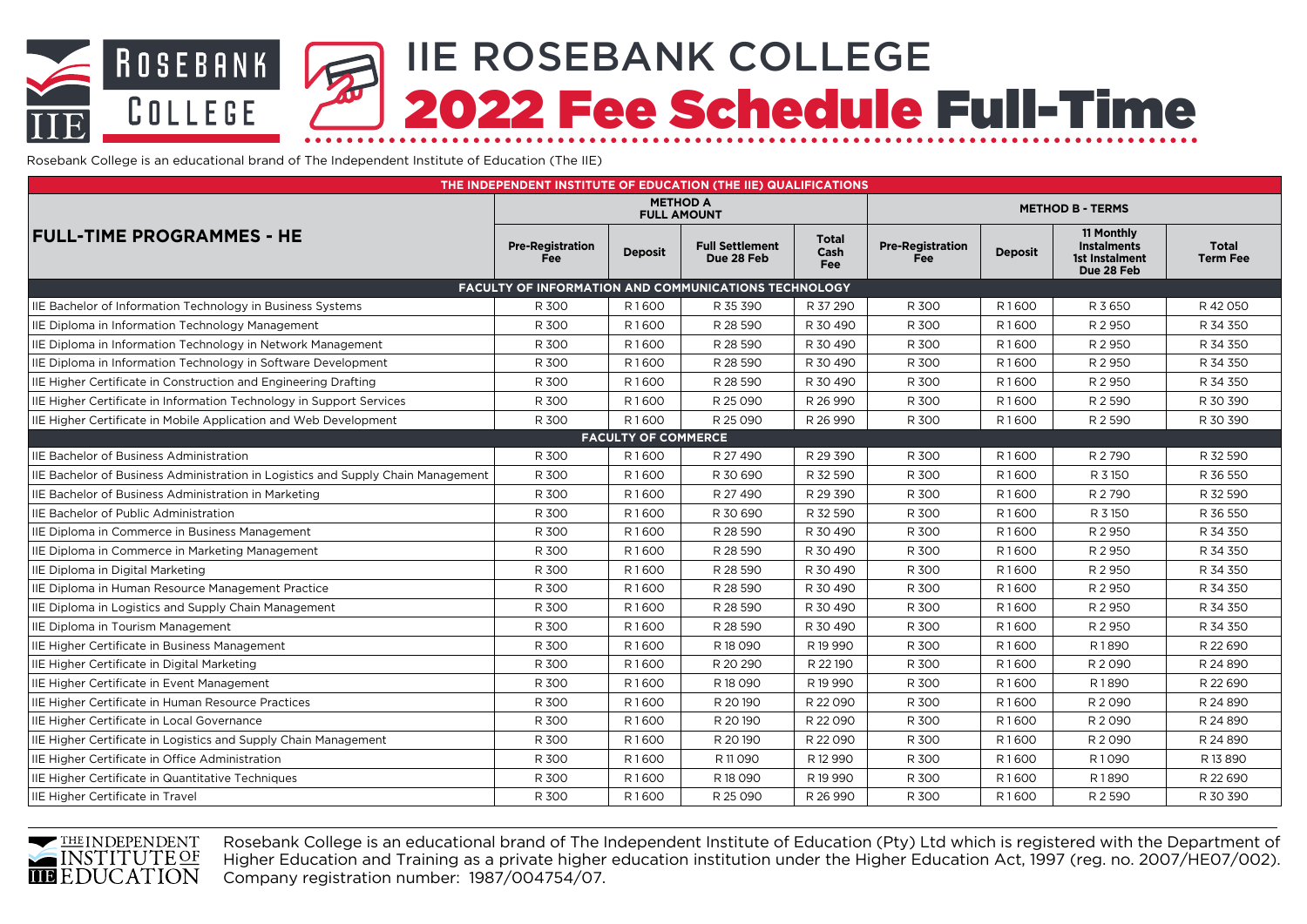# IIE ROSEBANK COLLEGE

## 2022 Fee Schedule Full-Time

Rosebank College is an educational brand of The Independent Institute of Education (The IIE)

| THE INDEPENDENT INSTITUTE OF EDUCATION (THE IIE) QUALIFICATIONS | | | | | | | | |
|---|---|---|---|---|---|---|---|---|
| **FULL-TIME PROGRAMMES - HE** | **METHOD A FULL AMOUNT** | | | | **METHOD B - TERMS** | | | |
| | **Pre-Registration Fee** | **Deposit** | **Full Settlement Due 28 Feb** | **Total Cash Fee** | **Pre-Registration Fee** | **Deposit** | **11 Monthly Instalments 1st Instalment Due 28 Feb** | **Total Term Fee** |
| **FACULTY OF INFORMATION AND COMMUNICATIONS TECHNOLOGY** | | | | | | | | |
| IIE Bachelor of Information Technology in Business Systems | R 300 | R 1 600 | R 35 390 | R 37 290 | R 300 | R 1 600 | R 3 650 | R 42 050 |
| IIE Diploma in Information Technology Management | R 300 | R 1 600 | R 28 590 | R 30 490 | R 300 | R 1 600 | R 2 950 | R 34 350 |
| IIE Diploma in Information Technology in Network Management | R 300 | R 1 600 | R 28 590 | R 30 490 | R 300 | R 1 600 | R 2 950 | R 34 350 |
| IIE Diploma in Information Technology in Software Development | R 300 | R 1 600 | R 28 590 | R 30 490 | R 300 | R 1 600 | R 2 950 | R 34 350 |
| IIE Higher Certificate in Construction and Engineering Drafting | R 300 | R 1 600 | R 28 590 | R 30 490 | R 300 | R 1 600 | R 2 950 | R 34 350 |
| IIE Higher Certificate in Information Technology in Support Services | R 300 | R 1 600 | R 25 090 | R 26 990 | R 300 | R 1 600 | R 2 590 | R 30 390 |
| IIE Higher Certificate in Mobile Application and Web Development | R 300 | R 1 600 | R 25 090 | R 26 990 | R 300 | R 1 600 | R 2 590 | R 30 390 |
| **FACULTY OF COMMERCE** | | | | | | | | |
| IIE Bachelor of Business Administration | R 300 | R 1 600 | R 27 490 | R 29 390 | R 300 | R 1 600 | R 2 790 | R 32 590 |
| IIE Bachelor of Business Administration in Logistics and Supply Chain Management | R 300 | R 1 600 | R 30 690 | R 32 590 | R 300 | R 1 600 | R 3 150 | R 36 550 |
| IIE Bachelor of Business Administration in Marketing | R 300 | R 1 600 | R 27 490 | R 29 390 | R 300 | R 1 600 | R 2 790 | R 32 590 |
| IIE Bachelor of Public Administration | R 300 | R 1 600 | R 30 690 | R 32 590 | R 300 | R 1 600 | R 3 150 | R 36 550 |
| IIE Diploma in Commerce in Business Management | R 300 | R 1 600 | R 28 590 | R 30 490 | R 300 | R 1 600 | R 2 950 | R 34 350 |
| IIE Diploma in Commerce in Marketing Management | R 300 | R 1 600 | R 28 590 | R 30 490 | R 300 | R 1 600 | R 2 950 | R 34 350 |
| IIE Diploma in Digital Marketing | R 300 | R 1 600 | R 28 590 | R 30 490 | R 300 | R 1 600 | R 2 950 | R 34 350 |
| IIE Diploma in Human Resource Management Practice | R 300 | R 1 600 | R 28 590 | R 30 490 | R 300 | R 1 600 | R 2 950 | R 34 350 |
| IIE Diploma in Logistics and Supply Chain Management | R 300 | R 1 600 | R 28 590 | R 30 490 | R 300 | R 1 600 | R 2 950 | R 34 350 |
| IIE Diploma in Tourism Management | R 300 | R 1 600 | R 28 590 | R 30 490 | R 300 | R 1 600 | R 2 950 | R 34 350 |
| IIE Higher Certificate in Business Management | R 300 | R 1 600 | R 18 090 | R 19 990 | R 300 | R 1 600 | R 1 890 | R 22 690 |
| IIE Higher Certificate in Digital Marketing | R 300 | R 1 600 | R 20 290 | R 22 190 | R 300 | R 1 600 | R 2 090 | R 24 890 |
| IIE Higher Certificate in Event Management | R 300 | R 1 600 | R 18 090 | R 19 990 | R 300 | R 1 600 | R 1 890 | R 22 690 |
| IIE Higher Certificate in Human Resource Practices | R 300 | R 1 600 | R 20 190 | R 22 090 | R 300 | R 1 600 | R 2 090 | R 24 890 |
| IIE Higher Certificate in Local Governance | R 300 | R 1 600 | R 20 190 | R 22 090 | R 300 | R 1 600 | R 2 090 | R 24 890 |
| IIE Higher Certificate in Logistics and Supply Chain Management | R 300 | R 1 600 | R 20 190 | R 22 090 | R 300 | R 1 600 | R 2 090 | R 24 890 |
| IIE Higher Certificate in Office Administration | R 300 | R 1 600 | R 11 090 | R 12 990 | R 300 | R 1 600 | R 1 090 | R 13 890 |
| IIE Higher Certificate in Quantitative Techniques | R 300 | R 1 600 | R 18 090 | R 19 990 | R 300 | R 1 600 | R 1 890 | R 22 690 |
| IIE Higher Certificate in Travel | R 300 | R 1 600 | R 25 090 | R 26 990 | R 300 | R 1 600 | R 2 590 | R 30 390 |

Rosebank College is an educational brand of The Independent Institute of Education (Pty) Ltd which is registered with the Department of Higher Education and Training as a private higher education institution under the Higher Education Act, 1997 (reg. no. 2007/HE07/002). Company registration number: 1987/004754/07.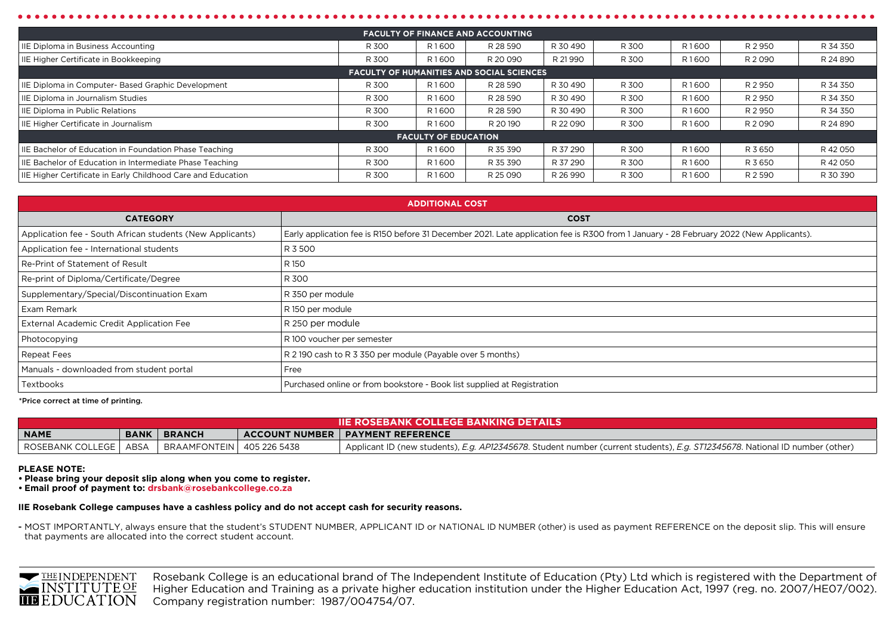| FACULTY OF FINANCE AND ACCOUNTING | | | | | | | | |
|---|---|---|---|---|---|---|---|---|
| IIE Diploma in Business Accounting | R 300 | R 1600 | R 28 590 | R 30 490 | R 300 | R 1600 | R 2 950 | R 34 350 |
| IIE Higher Certificate in Bookkeeping | R 300 | R 1600 | R 20 090 | R 21 990 | R 300 | R 1600 | R 2 090 | R 24 890 |
| **FACULTY OF HUMANITIES AND SOCIAL SCIENCES** | | | | | | | | |
| IIE Diploma in Computer- Based Graphic Development | R 300 | R 1600 | R 28 590 | R 30 490 | R 300 | R 1600 | R 2 950 | R 34 350 |
| IIE Diploma in Journalism Studies | R 300 | R 1600 | R 28 590 | R 30 490 | R 300 | R 1600 | R 2 950 | R 34 350 |
| IIE Diploma in Public Relations | R 300 | R 1600 | R 28 590 | R 30 490 | R 300 | R 1600 | R 2 950 | R 34 350 |
| IIE Higher Certificate in Journalism | R 300 | R 1600 | R 20 190 | R 22 090 | R 300 | R 1600 | R 2 090 | R 24 890 |
| **FACULTY OF EDUCATION** | | | | | | | | |
| IIE Bachelor of Education in Foundation Phase Teaching | R 300 | R 1600 | R 35 390 | R 37 290 | R 300 | R 1600 | R 3 650 | R 42 050 |
| IIE Bachelor of Education in Intermediate Phase Teaching | R 300 | R 1600 | R 35 390 | R 37 290 | R 300 | R 1600 | R 3 650 | R 42 050 |
| IIE Higher Certificate in Early Childhood Care and Education | R 300 | R 1600 | R 25 090 | R 26 990 | R 300 | R 1600 | R 2 590 | R 30 390 |

| ADDITIONAL COST | |
|---|---|
| **CATEGORY** | **COST** |
| Application fee - South African students (New Applicants) | Early application fee is R150 before 31 December 2021. Late application fee is R300 from 1 January - 28 February 2022 (New Applicants). |
| Application fee - International students | R 3 500 |
| Re-Print of Statement of Result | R 150 |
| Re-print of Diploma/Certificate/Degree | R 300 |
| Supplementary/Special/Discontinuation Exam | R 350 per module |
| Exam Remark | R 150 per module |
| External Academic Credit Application Fee | R 250 per module |
| Photocopying | R 100 voucher per semester |
| Repeat Fees | R 2 190 cash to R 3 350 per module (Payable over 5 months) |
| Manuals - downloaded from student portal | Free |
| Textbooks | Purchased online or from bookstore - Book list supplied at Registration |

*Price correct at time of printing.

| IIE ROSEBANK COLLEGE BANKING DETAILS | | | | |
|---|---|---|---|---|
| **NAME** | **BANK** | **BRANCH** | **ACCOUNT NUMBER** | **PAYMENT REFERENCE** |
| ROSEBANK COLLEGE | ABSA | BRAAMFONTEIN | 405 226 5438 | Applicant ID (new students), *E.g. AP12345678*. Student number (current students), *E.g. ST12345678*. National ID number (other) |

**PLEASE NOTE:**

- **Please bring your deposit slip along when you come to register.**
- **Email proof of payment to: drsbank@rosebankcollege.co.za**

**IIE Rosebank College campuses have a cashless policy and do not accept cash for security reasons.**

- MOST IMPORTANTLY, always ensure that the student's STUDENT NUMBER, APPLICANT ID or NATIONAL ID NUMBER (other) is used as payment REFERENCE on the deposit slip. This will ensure that payments are allocated into the correct student account.

THE INDEPENDENT INSTITUTE OF EDUCATION

Rosebank College is an educational brand of The Independent Institute of Education (Pty) Ltd which is registered with the Department of Higher Education and Training as a private higher education institution under the Higher Education Act, 1997 (reg. no. 2007/HE07/002). Company registration number: 1987/004754/07.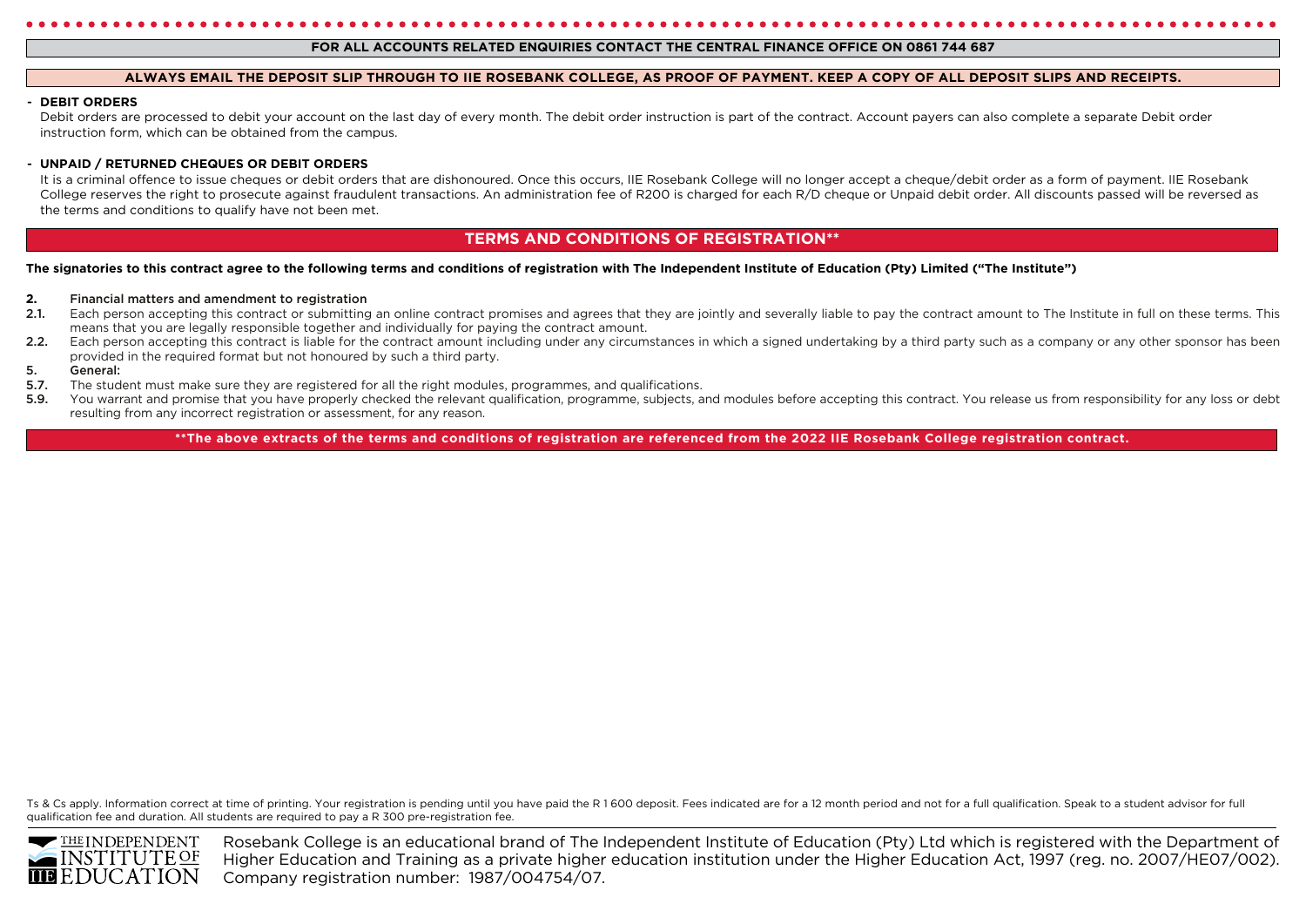**FOR ALL ACCOUNTS RELATED ENQUIRIES CONTACT THE CENTRAL FINANCE OFFICE ON 0861 744 687**

**ALWAYS EMAIL THE DEPOSIT SLIP THROUGH TO IIE ROSEBANK COLLEGE, AS PROOF OF PAYMENT. KEEP A COPY OF ALL DEPOSIT SLIPS AND RECEIPTS.**

- **DEBIT ORDERS**

  Debit orders are processed to debit your account on the last day of every month. The debit order instruction is part of the contract. Account payers can also complete a separate Debit order instruction form, which can be obtained from the campus.

- **UNPAID / RETURNED CHEQUES OR DEBIT ORDERS**

  It is a criminal offence to issue cheques or debit orders that are dishonoured. Once this occurs, IIE Rosebank College will no longer accept a cheque/debit order as a form of payment. IIE Rosebank College reserves the right to prosecute against fraudulent transactions. An administration fee of R200 is charged for each R/D cheque or Unpaid debit order. All discounts passed will be reversed as the terms and conditions to qualify have not been met.

## TERMS AND CONDITIONS OF REGISTRATION**

**The signatories to this contract agree to the following terms and conditions of registration with The Independent Institute of Education (Pty) Limited ("The Institute")**

**2.** Financial matters and amendment to registration

**2.1.** Each person accepting this contract or submitting an online contract promises and agrees that they are jointly and severally liable to pay the contract amount to The Institute in full on these terms. This means that you are legally responsible together and individually for paying the contract amount.

**2.2.** Each person accepting this contract is liable for the contract amount including under any circumstances in which a signed undertaking by a third party such as a company or any other sponsor has been provided in the required format but not honoured by such a third party.

**5.** General:

**5.7.** The student must make sure they are registered for all the right modules, programmes, and qualifications.

**5.9.** You warrant and promise that you have properly checked the relevant qualification, programme, subjects, and modules before accepting this contract. You release us from responsibility for any loss or debt resulting from any incorrect registration or assessment, for any reason.

****The above extracts of the terms and conditions of registration are referenced from the 2022 IIE Rosebank College registration contract.**

Ts & Cs apply. Information correct at time of printing. Your registration is pending until you have paid the R 1 600 deposit. Fees indicated are for a 12 month period and not for a full qualification. Speak to a student advisor for full qualification fee and duration. All students are required to pay a R 300 pre-registration fee.

THE INDEPENDENT INSTITUTE OF EDUCATION

Rosebank College is an educational brand of The Independent Institute of Education (Pty) Ltd which is registered with the Department of Higher Education and Training as a private higher education institution under the Higher Education Act, 1997 (reg. no. 2007/HE07/002). Company registration number: 1987/004754/07.